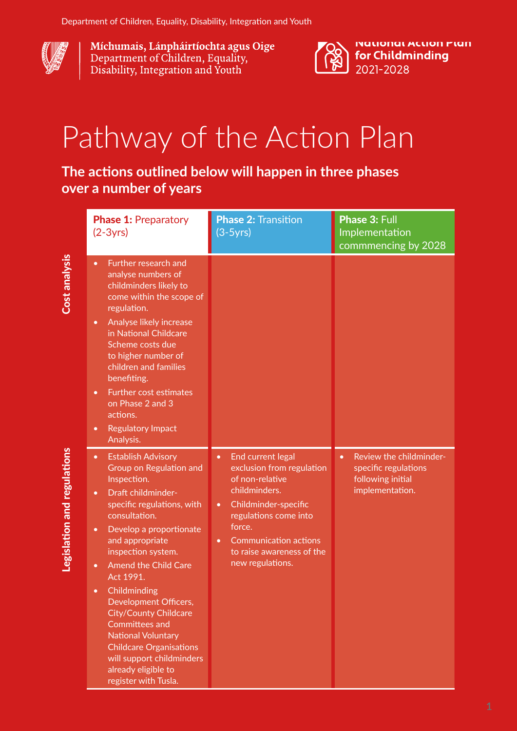Department of Children, Equality, Disability, Integration and Youth

Míchumais, Lánpháirtíochta agus Oige
Department of Children, Equality, Disability, Integration and Youth

National Action Plan for Childminding 2021-2028

# Pathway of the Action Plan

## The actions outlined below will happen in three phases over a number of years

| | **Phase 1:** Preparatory (2-3yrs) | **Phase 2:** Transition (3-5yrs) | **Phase 3:** Full Implementation commmencing by 2028 |
|---|---|---|---|
| **Cost analysis** | • Further research and analyse numbers of childminders likely to come within the scope of regulation.<br>• Analyse likely increase in National Childcare Scheme costs due to higher number of children and families benefiting.<br>• Further cost estimates on Phase 2 and 3 actions.<br>• Regulatory Impact Analysis. | | |
| **Legislation and regulations** | • Establish Advisory Group on Regulation and Inspection.<br>• Draft childminder-specific regulations, with consultation.<br>• Develop a proportionate and appropriate inspection system.<br>• Amend the Child Care Act 1991.<br>• Childminding Development Officers, City/County Childcare Committees and National Voluntary Childcare Organisations will support childminders already eligible to register with Tusla. | • End current legal exclusion from regulation of non-relative childminders.<br>• Childminder-specific regulations come into force.<br>• Communication actions to raise awareness of the new regulations. | • Review the childminder-specific regulations following initial implementation. |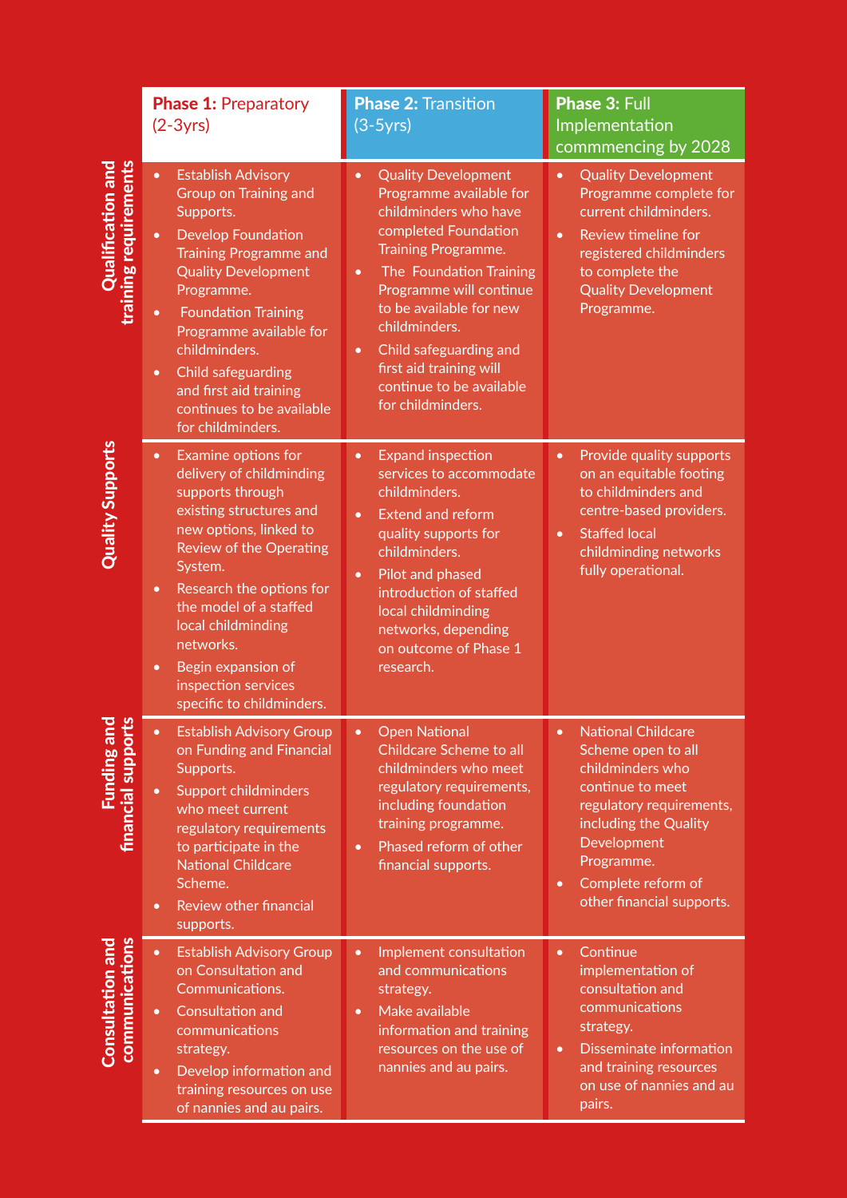| | **Phase 1:** Preparatory (2-3yrs) | **Phase 2:** Transition (3-5yrs) | **Phase 3:** Full Implementation commmencing by 2028 |
|---|---|---|---|
| **Qualification and training requirements** | • Establish Advisory Group on Training and Supports.<br>• Develop Foundation Training Programme and Quality Development Programme.<br>• Foundation Training Programme available for childminders.<br>• Child safeguarding and first aid training continues to be available for childminders. | • Quality Development Programme available for childminders who have completed Foundation Training Programme.<br>• The Foundation Training Programme will continue to be available for new childminders.<br>• Child safeguarding and first aid training will continue to be available for childminders. | • Quality Development Programme complete for current childminders.<br>• Review timeline for registered childminders to complete the Quality Development Programme. |
| **Quality Supports** | • Examine options for delivery of childminding supports through existing structures and new options, linked to Review of the Operating System.<br>• Research the options for the model of a staffed local childminding networks.<br>• Begin expansion of inspection services specific to childminders. | • Expand inspection services to accommodate childminders.<br>• Extend and reform quality supports for childminders.<br>• Pilot and phased introduction of staffed local childminding networks, depending on outcome of Phase 1 research. | • Provide quality supports on an equitable footing to childminders and centre-based providers.<br>• Staffed local childminding networks fully operational. |
| **Funding and financial supports** | • Establish Advisory Group on Funding and Financial Supports.<br>• Support childminders who meet current regulatory requirements to participate in the National Childcare Scheme.<br>• Review other financial supports. | • Open National Childcare Scheme to all childminders who meet regulatory requirements, including foundation training programme.<br>• Phased reform of other financial supports. | • National Childcare Scheme open to all childminders who continue to meet regulatory requirements, including the Quality Development Programme.<br>• Complete reform of other financial supports. |
| **Consultation and communications** | • Establish Advisory Group on Consultation and Communications.<br>• Consultation and communications strategy.<br>• Develop information and training resources on use of nannies and au pairs. | • Implement consultation and communications strategy.<br>• Make available information and training resources on the use of nannies and au pairs. | • Continue implementation of consultation and communications strategy.<br>• Disseminate information and training resources on use of nannies and au pairs. |